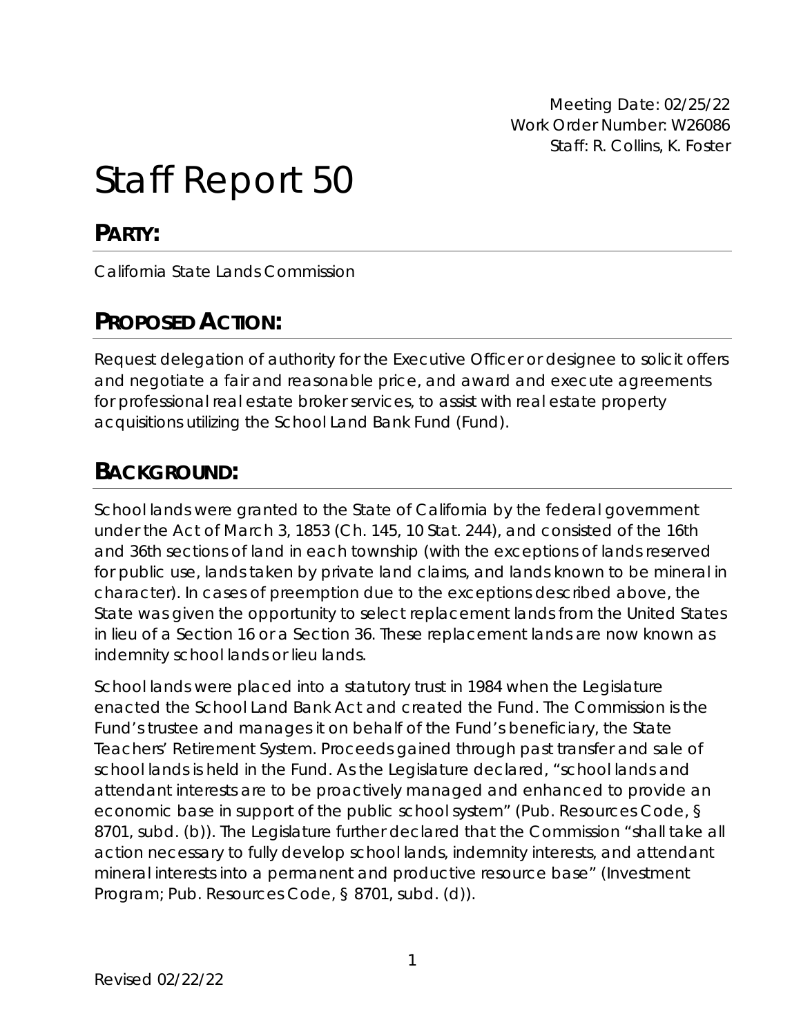Meeting Date: 02/25/22
Work Order Number: W26086
Staff: R. Collins, K. Foster

# Staff Report 50

## PARTY:

California State Lands Commission

## PROPOSED ACTION:

Request delegation of authority for the Executive Officer or designee to solicit offers and negotiate a fair and reasonable price, and award and execute agreements for professional real estate broker services, to assist with real estate property acquisitions utilizing the School Land Bank Fund (Fund).

## BACKGROUND:

School lands were granted to the State of California by the federal government under the Act of March 3, 1853 (Ch. 145, 10 Stat. 244), and consisted of the 16th and 36th sections of land in each township (with the exceptions of lands reserved for public use, lands taken by private land claims, and lands known to be mineral in character). In cases of preemption due to the exceptions described above, the State was given the opportunity to select replacement lands from the United States in lieu of a Section 16 or a Section 36. These replacement lands are now known as indemnity school lands or lieu lands.

School lands were placed into a statutory trust in 1984 when the Legislature enacted the School Land Bank Act and created the Fund. The Commission is the Fund's trustee and manages it on behalf of the Fund's beneficiary, the State Teachers' Retirement System. Proceeds gained through past transfer and sale of school lands is held in the Fund. As the Legislature declared, "school lands and attendant interests are to be proactively managed and enhanced to provide an economic base in support of the public school system" (Pub. Resources Code, § 8701, subd. (b)). The Legislature further declared that the Commission "shall take all action necessary to fully develop school lands, indemnity interests, and attendant mineral interests into a permanent and productive resource base" (Investment Program; Pub. Resources Code, § 8701, subd. (d)).

Revised 02/22/22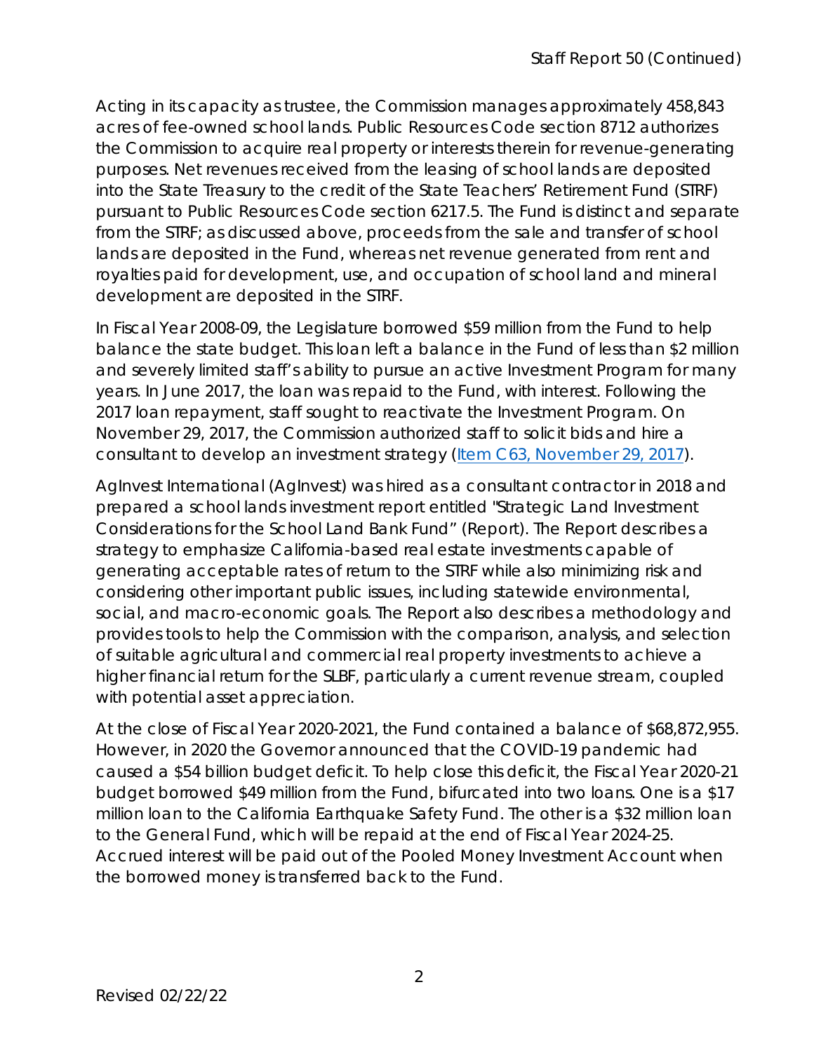Acting in its capacity as trustee, the Commission manages approximately 458,843 acres of fee-owned school lands. Public Resources Code section 8712 authorizes the Commission to acquire real property or interests therein for revenue-generating purposes. Net revenues received from the leasing of school lands are deposited into the State Treasury to the credit of the State Teachers' Retirement Fund (STRF) pursuant to Public Resources Code section 6217.5. The Fund is distinct and separate from the STRF; as discussed above, proceeds from the sale and transfer of school lands are deposited in the Fund, whereas net revenue generated from rent and royalties paid for development, use, and occupation of school land and mineral development are deposited in the STRF.

In Fiscal Year 2008-09, the Legislature borrowed $59 million from the Fund to help balance the state budget. This loan left a balance in the Fund of less than $2 million and severely limited staff's ability to pursue an active Investment Program for many years. In June 2017, the loan was repaid to the Fund, with interest. Following the 2017 loan repayment, staff sought to reactivate the Investment Program. On November 29, 2017, the Commission authorized staff to solicit bids and hire a consultant to develop an investment strategy (Item C63, November 29, 2017).

AgInvest International (AgInvest) was hired as a consultant contractor in 2018 and prepared a school lands investment report entitled "Strategic Land Investment Considerations for the School Land Bank Fund" (Report). The Report describes a strategy to emphasize California-based real estate investments capable of generating acceptable rates of return to the STRF while also minimizing risk and considering other important public issues, including statewide environmental, social, and macro-economic goals. The Report also describes a methodology and provides tools to help the Commission with the comparison, analysis, and selection of suitable agricultural and commercial real property investments to achieve a higher financial return for the SLBF, particularly a current revenue stream, coupled with potential asset appreciation.

At the close of Fiscal Year 2020-2021, the Fund contained a balance of $68,872,955. However, in 2020 the Governor announced that the COVID-19 pandemic had caused a $54 billion budget deficit. To help close this deficit, the Fiscal Year 2020-21 budget borrowed $49 million from the Fund, bifurcated into two loans. One is a $17 million loan to the California Earthquake Safety Fund. The other is a $32 million loan to the General Fund, which will be repaid at the end of Fiscal Year 2024-25. Accrued interest will be paid out of the Pooled Money Investment Account when the borrowed money is transferred back to the Fund.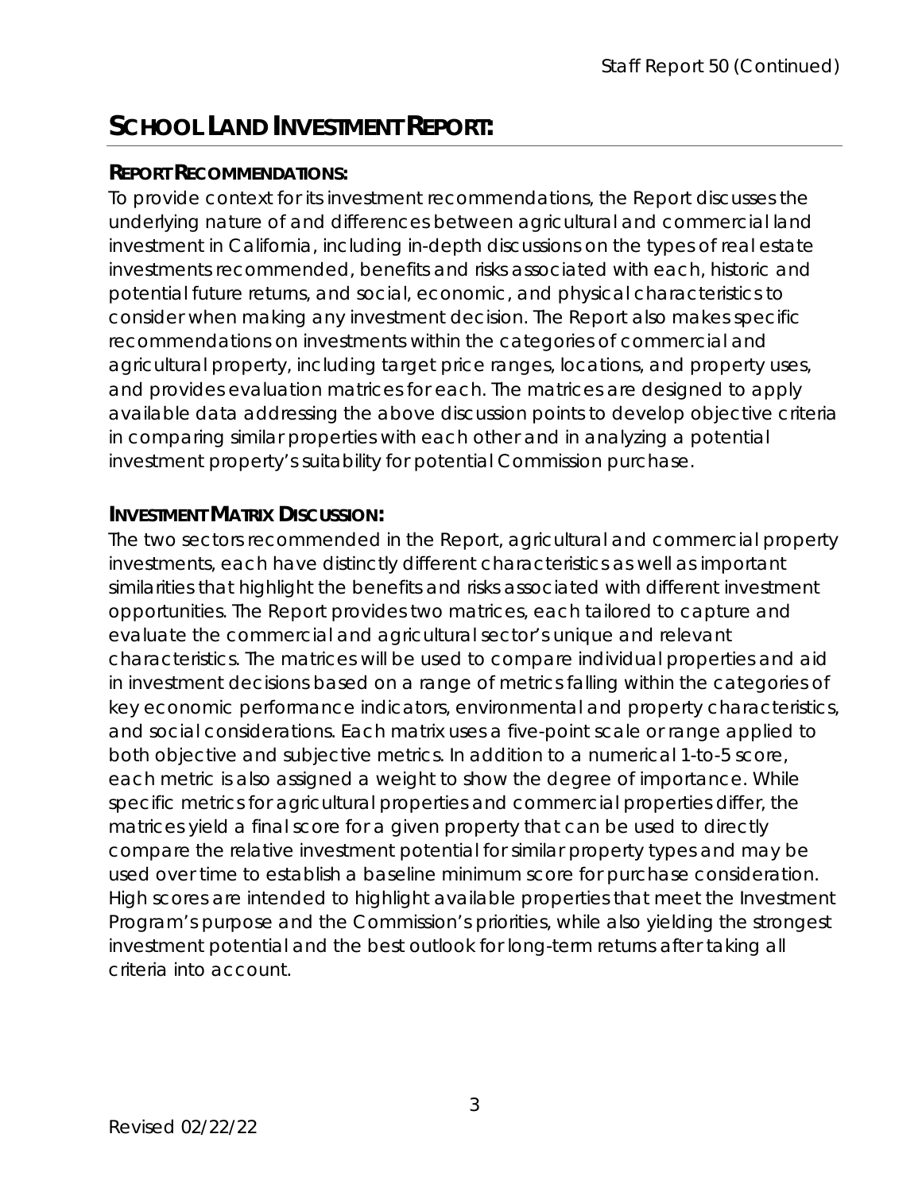## School Land Investment Report:

### Report Recommendations:

To provide context for its investment recommendations, the Report discusses the underlying nature of and differences between agricultural and commercial land investment in California, including in-depth discussions on the types of real estate investments recommended, benefits and risks associated with each, historic and potential future returns, and social, economic, and physical characteristics to consider when making any investment decision. The Report also makes specific recommendations on investments within the categories of commercial and agricultural property, including target price ranges, locations, and property uses, and provides evaluation matrices for each. The matrices are designed to apply available data addressing the above discussion points to develop objective criteria in comparing similar properties with each other and in analyzing a potential investment property's suitability for potential Commission purchase.

### Investment Matrix Discussion:

The two sectors recommended in the Report, agricultural and commercial property investments, each have distinctly different characteristics as well as important similarities that highlight the benefits and risks associated with different investment opportunities. The Report provides two matrices, each tailored to capture and evaluate the commercial and agricultural sector's unique and relevant characteristics. The matrices will be used to compare individual properties and aid in investment decisions based on a range of metrics falling within the categories of key economic performance indicators, environmental and property characteristics, and social considerations. Each matrix uses a five-point scale or range applied to both objective and subjective metrics. In addition to a numerical 1-to-5 score, each metric is also assigned a weight to show the degree of importance. While specific metrics for agricultural properties and commercial properties differ, the matrices yield a final score for a given property that can be used to directly compare the relative investment potential for similar property types and may be used over time to establish a baseline minimum score for purchase consideration. High scores are intended to highlight available properties that meet the Investment Program's purpose and the Commission's priorities, while also yielding the strongest investment potential and the best outlook for long-term returns after taking all criteria into account.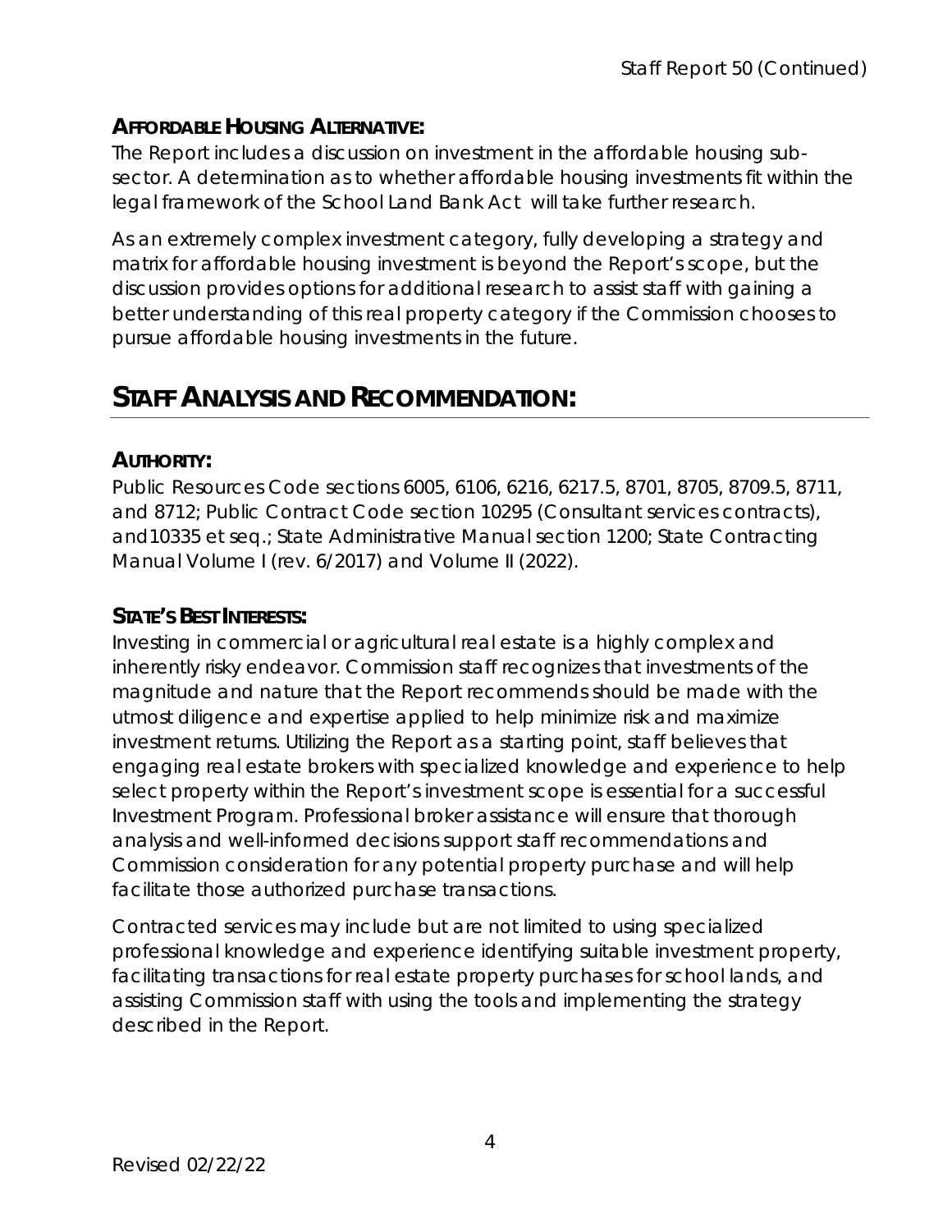### AFFORDABLE HOUSING ALTERNATIVE:

The Report includes a discussion on investment in the affordable housing sub-sector. A determination as to whether affordable housing investments fit within the legal framework of the School Land Bank Act will take further research.

As an extremely complex investment category, fully developing a strategy and matrix for affordable housing investment is beyond the Report's scope, but the discussion provides options for additional research to assist staff with gaining a better understanding of this real property category if the Commission chooses to pursue affordable housing investments in the future.

## STAFF ANALYSIS AND RECOMMENDATION:

### AUTHORITY:

Public Resources Code sections 6005, 6106, 6216, 6217.5, 8701, 8705, 8709.5, 8711, and 8712; Public Contract Code section 10295 (Consultant services contracts), and10335 et seq.; State Administrative Manual section 1200; State Contracting Manual Volume I (rev. 6/2017) and Volume II (2022).

### STATE'S BEST INTERESTS:

Investing in commercial or agricultural real estate is a highly complex and inherently risky endeavor. Commission staff recognizes that investments of the magnitude and nature that the Report recommends should be made with the utmost diligence and expertise applied to help minimize risk and maximize investment returns. Utilizing the Report as a starting point, staff believes that engaging real estate brokers with specialized knowledge and experience to help select property within the Report's investment scope is essential for a successful Investment Program. Professional broker assistance will ensure that thorough analysis and well-informed decisions support staff recommendations and Commission consideration for any potential property purchase and will help facilitate those authorized purchase transactions.

Contracted services may include but are not limited to using specialized professional knowledge and experience identifying suitable investment property, facilitating transactions for real estate property purchases for school lands, and assisting Commission staff with using the tools and implementing the strategy described in the Report.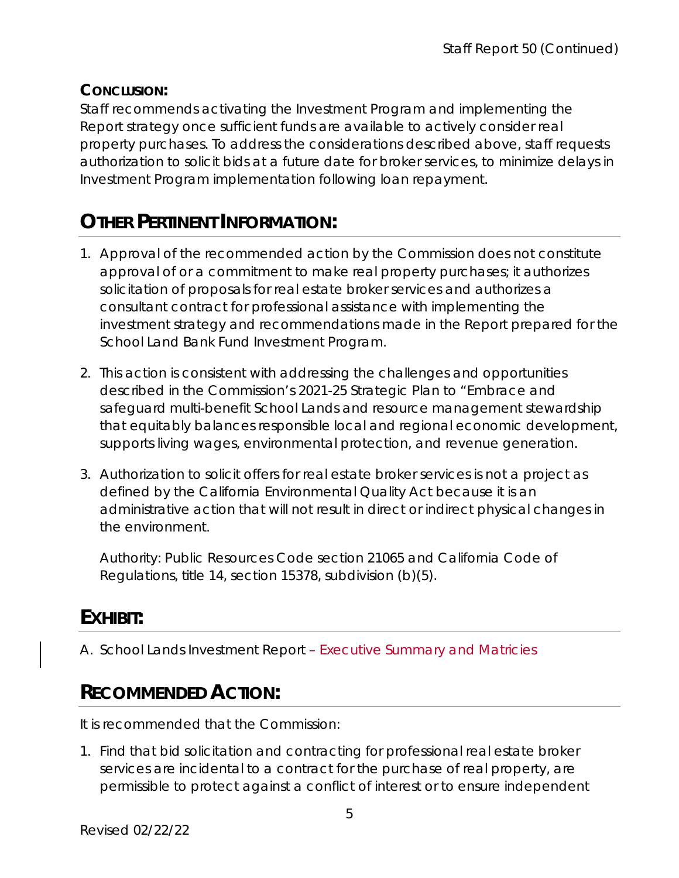**CONCLUSION:**

Staff recommends activating the Investment Program and implementing the Report strategy once sufficient funds are available to actively consider real property purchases. To address the considerations described above, staff requests authorization to solicit bids at a future date for broker services, to minimize delays in Investment Program implementation following loan repayment.

## OTHER PERTINENT INFORMATION:

1. Approval of the recommended action by the Commission does not constitute approval of or a commitment to make real property purchases; it authorizes solicitation of proposals for real estate broker services and authorizes a consultant contract for professional assistance with implementing the investment strategy and recommendations made in the Report prepared for the School Land Bank Fund Investment Program.
2. This action is consistent with addressing the challenges and opportunities described in the Commission's 2021-25 Strategic Plan to "Embrace and safeguard multi-benefit School Lands and resource management stewardship that equitably balances responsible local and regional economic development, supports living wages, environmental protection, and revenue generation.
3. Authorization to solicit offers for real estate broker services is not a project as defined by the California Environmental Quality Act because it is an administrative action that will not result in direct or indirect physical changes in the environment.

   Authority: Public Resources Code section 21065 and California Code of Regulations, title 14, section 15378, subdivision (b)(5).

## EXHIBIT:

A. School Lands Investment Report – Executive Summary and Matricies

## RECOMMENDED ACTION:

It is recommended that the Commission:

1. Find that bid solicitation and contracting for professional real estate broker services are incidental to a contract for the purchase of real property, are permissible to protect against a conflict of interest or to ensure independent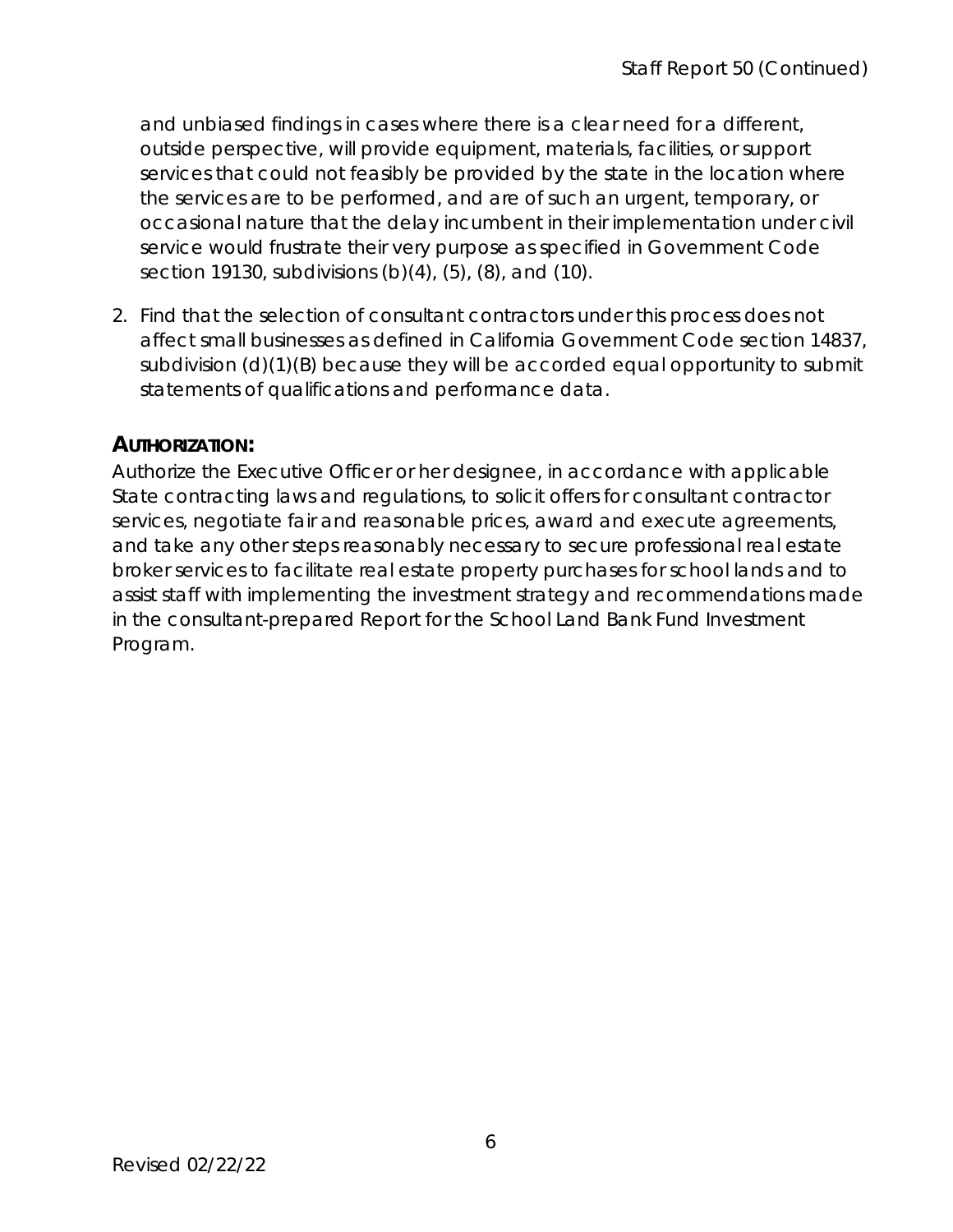and unbiased findings in cases where there is a clear need for a different, outside perspective, will provide equipment, materials, facilities, or support services that could not feasibly be provided by the state in the location where the services are to be performed, and are of such an urgent, temporary, or occasional nature that the delay incumbent in their implementation under civil service would frustrate their very purpose as specified in Government Code section 19130, subdivisions (b)(4), (5), (8), and (10).

2. Find that the selection of consultant contractors under this process does not affect small businesses as defined in California Government Code section 14837, subdivision (d)(1)(B) because they will be accorded equal opportunity to submit statements of qualifications and performance data.

## AUTHORIZATION:

Authorize the Executive Officer or her designee, in accordance with applicable State contracting laws and regulations, to solicit offers for consultant contractor services, negotiate fair and reasonable prices, award and execute agreements, and take any other steps reasonably necessary to secure professional real estate broker services to facilitate real estate property purchases for school lands and to assist staff with implementing the investment strategy and recommendations made in the consultant-prepared Report for the School Land Bank Fund Investment Program.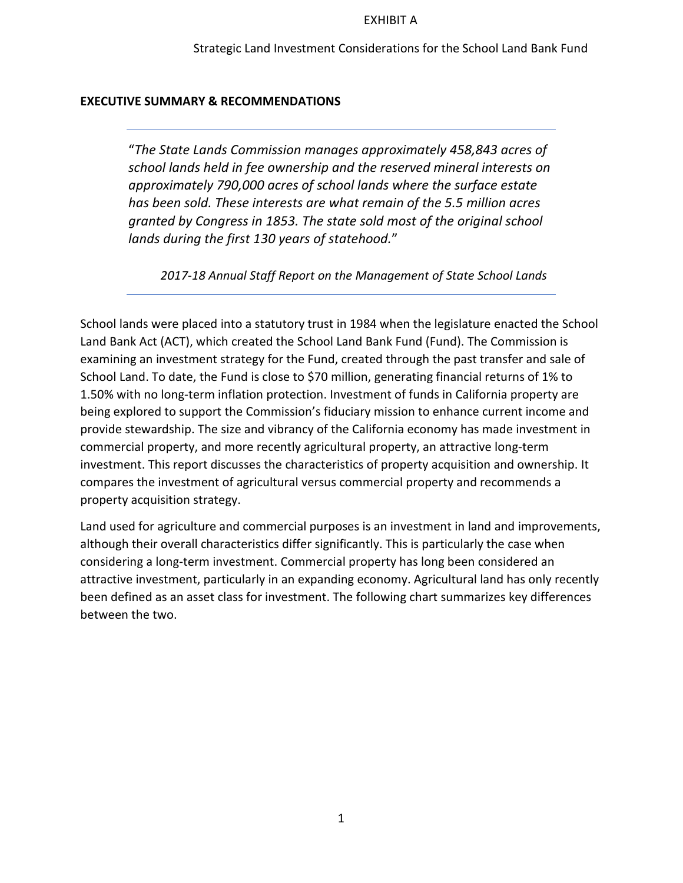EXHIBIT A

Strategic Land Investment Considerations for the School Land Bank Fund

## EXECUTIVE SUMMARY & RECOMMENDATIONS

> "*The State Lands Commission manages approximately 458,843 acres of school lands held in fee ownership and the reserved mineral interests on approximately 790,000 acres of school lands where the surface estate has been sold. These interests are what remain of the 5.5 million acres granted by Congress in 1853. The state sold most of the original school lands during the first 130 years of statehood.*"
>
> *2017-18 Annual Staff Report on the Management of State School Lands*

School lands were placed into a statutory trust in 1984 when the legislature enacted the School Land Bank Act (ACT), which created the School Land Bank Fund (Fund). The Commission is examining an investment strategy for the Fund, created through the past transfer and sale of School Land. To date, the Fund is close to $70 million, generating financial returns of 1% to 1.50% with no long-term inflation protection. Investment of funds in California property are being explored to support the Commission's fiduciary mission to enhance current income and provide stewardship. The size and vibrancy of the California economy has made investment in commercial property, and more recently agricultural property, an attractive long-term investment. This report discusses the characteristics of property acquisition and ownership. It compares the investment of agricultural versus commercial property and recommends a property acquisition strategy.

Land used for agriculture and commercial purposes is an investment in land and improvements, although their overall characteristics differ significantly. This is particularly the case when considering a long-term investment. Commercial property has long been considered an attractive investment, particularly in an expanding economy. Agricultural land has only recently been defined as an asset class for investment. The following chart summarizes key differences between the two.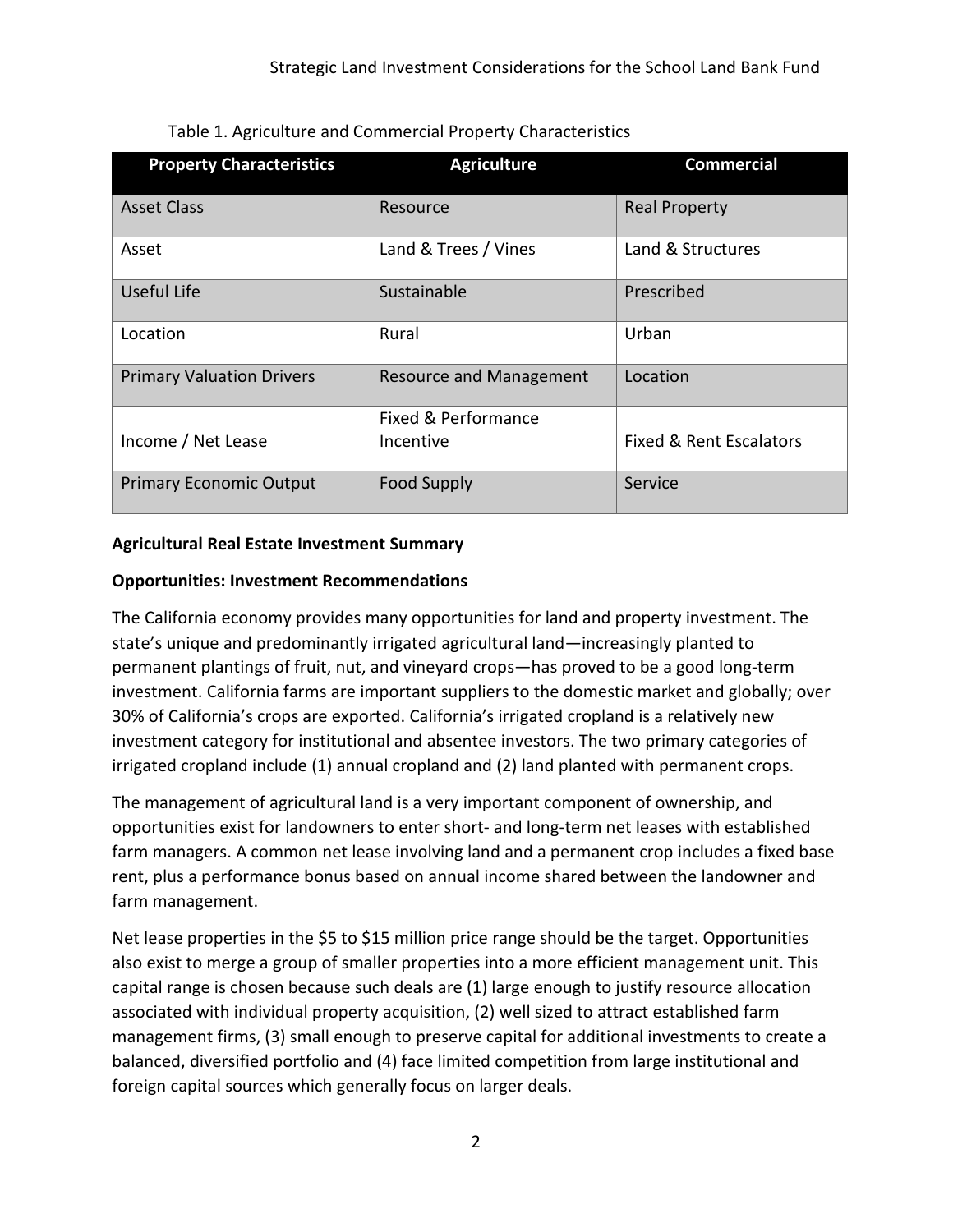Table 1. Agriculture and Commercial Property Characteristics

| Property Characteristics | Agriculture | Commercial |
|---|---|---|
| Asset Class | Resource | Real Property |
| Asset | Land & Trees / Vines | Land & Structures |
| Useful Life | Sustainable | Prescribed |
| Location | Rural | Urban |
| Primary Valuation Drivers | Resource and Management | Location |
| Income / Net Lease | Fixed & Performance Incentive | Fixed & Rent Escalators |
| Primary Economic Output | Food Supply | Service |

**Agricultural Real Estate Investment Summary**

**Opportunities: Investment Recommendations**

The California economy provides many opportunities for land and property investment. The state's unique and predominantly irrigated agricultural land—increasingly planted to permanent plantings of fruit, nut, and vineyard crops—has proved to be a good long-term investment. California farms are important suppliers to the domestic market and globally; over 30% of California's crops are exported. California's irrigated cropland is a relatively new investment category for institutional and absentee investors. The two primary categories of irrigated cropland include (1) annual cropland and (2) land planted with permanent crops.

The management of agricultural land is a very important component of ownership, and opportunities exist for landowners to enter short- and long-term net leases with established farm managers. A common net lease involving land and a permanent crop includes a fixed base rent, plus a performance bonus based on annual income shared between the landowner and farm management.

Net lease properties in the $5 to $15 million price range should be the target. Opportunities also exist to merge a group of smaller properties into a more efficient management unit. This capital range is chosen because such deals are (1) large enough to justify resource allocation associated with individual property acquisition, (2) well sized to attract established farm management firms, (3) small enough to preserve capital for additional investments to create a balanced, diversified portfolio and (4) face limited competition from large institutional and foreign capital sources which generally focus on larger deals.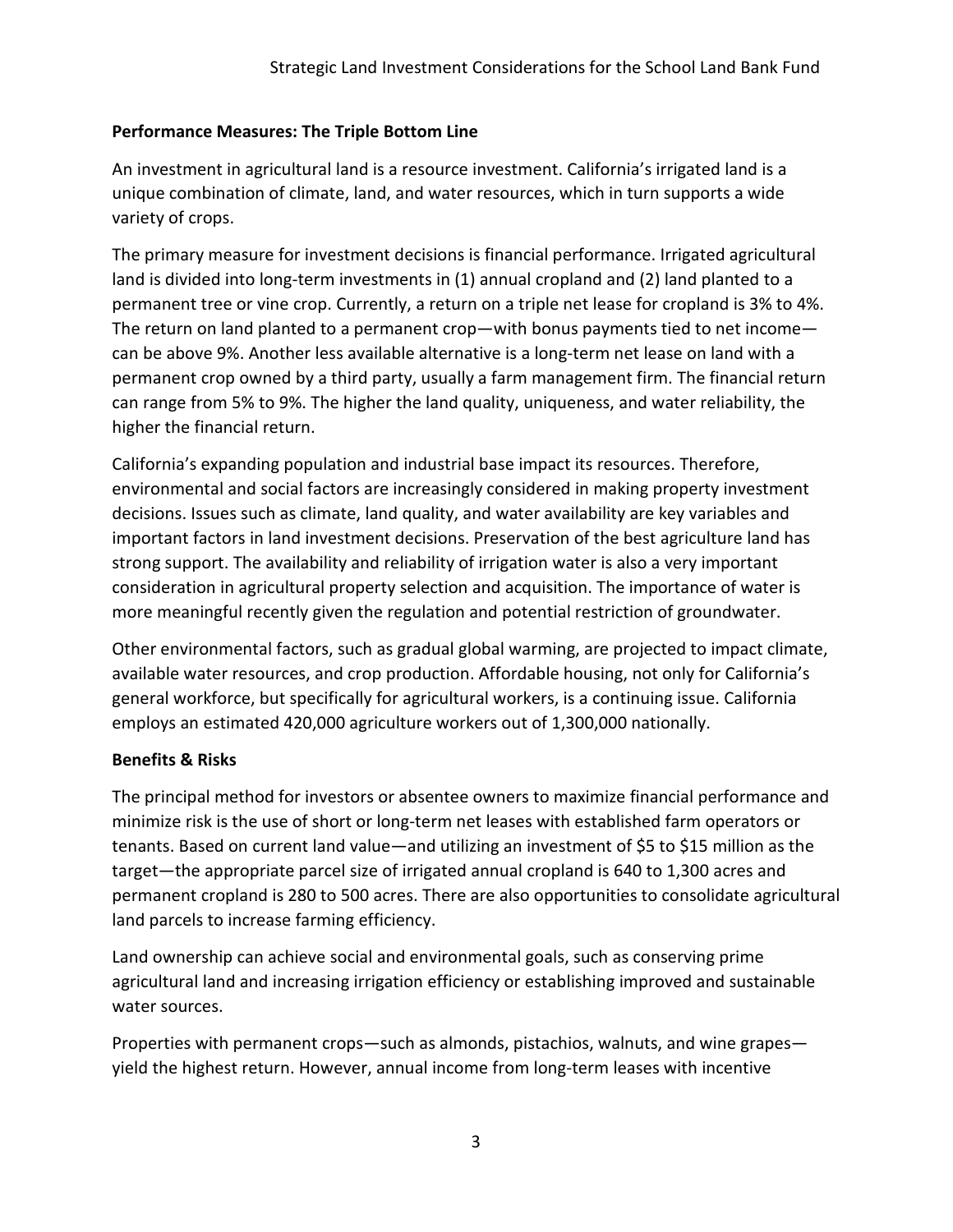### Performance Measures: The Triple Bottom Line

An investment in agricultural land is a resource investment. California's irrigated land is a unique combination of climate, land, and water resources, which in turn supports a wide variety of crops.

The primary measure for investment decisions is financial performance. Irrigated agricultural land is divided into long-term investments in (1) annual cropland and (2) land planted to a permanent tree or vine crop. Currently, a return on a triple net lease for cropland is 3% to 4%. The return on land planted to a permanent crop—with bonus payments tied to net income—can be above 9%. Another less available alternative is a long-term net lease on land with a permanent crop owned by a third party, usually a farm management firm. The financial return can range from 5% to 9%. The higher the land quality, uniqueness, and water reliability, the higher the financial return.

California's expanding population and industrial base impact its resources. Therefore, environmental and social factors are increasingly considered in making property investment decisions. Issues such as climate, land quality, and water availability are key variables and important factors in land investment decisions. Preservation of the best agriculture land has strong support. The availability and reliability of irrigation water is also a very important consideration in agricultural property selection and acquisition. The importance of water is more meaningful recently given the regulation and potential restriction of groundwater.

Other environmental factors, such as gradual global warming, are projected to impact climate, available water resources, and crop production. Affordable housing, not only for California's general workforce, but specifically for agricultural workers, is a continuing issue. California employs an estimated 420,000 agriculture workers out of 1,300,000 nationally.

### Benefits & Risks

The principal method for investors or absentee owners to maximize financial performance and minimize risk is the use of short or long-term net leases with established farm operators or tenants. Based on current land value—and utilizing an investment of $5 to $15 million as the target—the appropriate parcel size of irrigated annual cropland is 640 to 1,300 acres and permanent cropland is 280 to 500 acres. There are also opportunities to consolidate agricultural land parcels to increase farming efficiency.

Land ownership can achieve social and environmental goals, such as conserving prime agricultural land and increasing irrigation efficiency or establishing improved and sustainable water sources.

Properties with permanent crops—such as almonds, pistachios, walnuts, and wine grapes—yield the highest return. However, annual income from long-term leases with incentive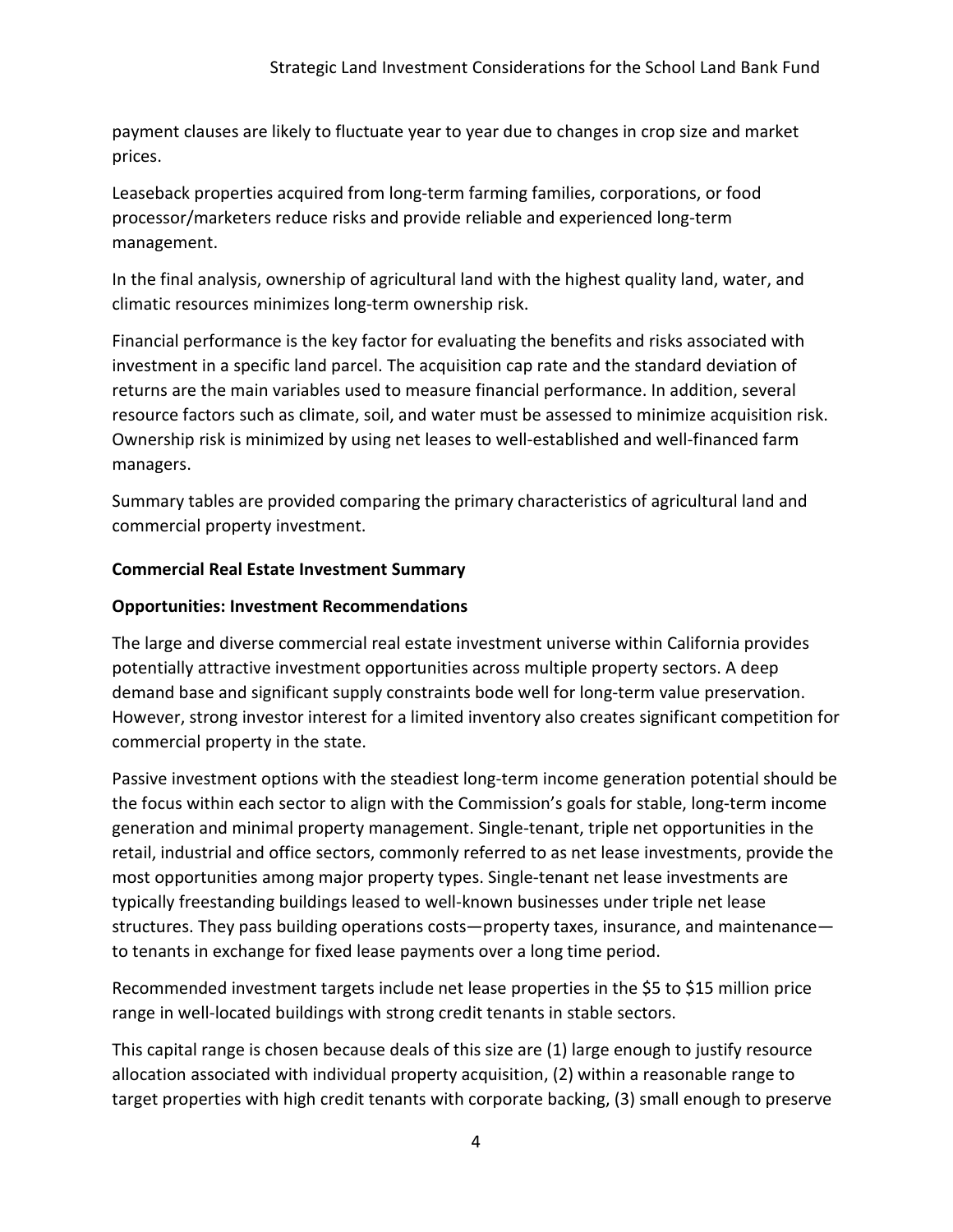payment clauses are likely to fluctuate year to year due to changes in crop size and market prices.

Leaseback properties acquired from long-term farming families, corporations, or food processor/marketers reduce risks and provide reliable and experienced long-term management.

In the final analysis, ownership of agricultural land with the highest quality land, water, and climatic resources minimizes long-term ownership risk.

Financial performance is the key factor for evaluating the benefits and risks associated with investment in a specific land parcel. The acquisition cap rate and the standard deviation of returns are the main variables used to measure financial performance. In addition, several resource factors such as climate, soil, and water must be assessed to minimize acquisition risk. Ownership risk is minimized by using net leases to well-established and well-financed farm managers.

Summary tables are provided comparing the primary characteristics of agricultural land and commercial property investment.

**Commercial Real Estate Investment Summary**

**Opportunities: Investment Recommendations**

The large and diverse commercial real estate investment universe within California provides potentially attractive investment opportunities across multiple property sectors. A deep demand base and significant supply constraints bode well for long-term value preservation. However, strong investor interest for a limited inventory also creates significant competition for commercial property in the state.

Passive investment options with the steadiest long-term income generation potential should be the focus within each sector to align with the Commission's goals for stable, long-term income generation and minimal property management. Single-tenant, triple net opportunities in the retail, industrial and office sectors, commonly referred to as net lease investments, provide the most opportunities among major property types. Single-tenant net lease investments are typically freestanding buildings leased to well-known businesses under triple net lease structures. They pass building operations costs—property taxes, insurance, and maintenance—to tenants in exchange for fixed lease payments over a long time period.

Recommended investment targets include net lease properties in the $5 to $15 million price range in well-located buildings with strong credit tenants in stable sectors.

This capital range is chosen because deals of this size are (1) large enough to justify resource allocation associated with individual property acquisition, (2) within a reasonable range to target properties with high credit tenants with corporate backing, (3) small enough to preserve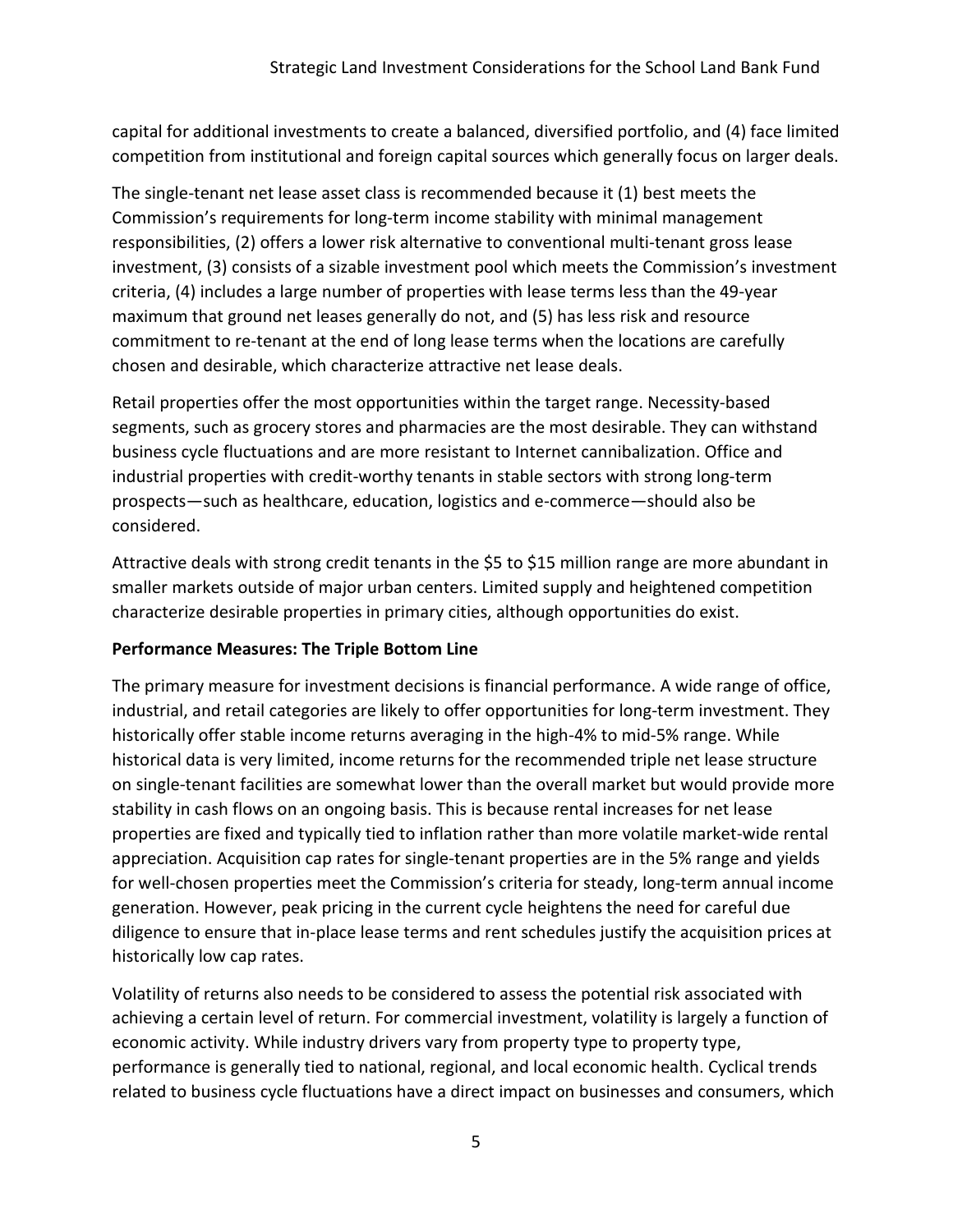capital for additional investments to create a balanced, diversified portfolio, and (4) face limited competition from institutional and foreign capital sources which generally focus on larger deals.

The single-tenant net lease asset class is recommended because it (1) best meets the Commission's requirements for long-term income stability with minimal management responsibilities, (2) offers a lower risk alternative to conventional multi-tenant gross lease investment, (3) consists of a sizable investment pool which meets the Commission's investment criteria, (4) includes a large number of properties with lease terms less than the 49-year maximum that ground net leases generally do not, and (5) has less risk and resource commitment to re-tenant at the end of long lease terms when the locations are carefully chosen and desirable, which characterize attractive net lease deals.

Retail properties offer the most opportunities within the target range. Necessity-based segments, such as grocery stores and pharmacies are the most desirable. They can withstand business cycle fluctuations and are more resistant to Internet cannibalization. Office and industrial properties with credit-worthy tenants in stable sectors with strong long-term prospects—such as healthcare, education, logistics and e-commerce—should also be considered.

Attractive deals with strong credit tenants in the $5 to $15 million range are more abundant in smaller markets outside of major urban centers. Limited supply and heightened competition characterize desirable properties in primary cities, although opportunities do exist.

**Performance Measures: The Triple Bottom Line**

The primary measure for investment decisions is financial performance. A wide range of office, industrial, and retail categories are likely to offer opportunities for long-term investment. They historically offer stable income returns averaging in the high-4% to mid-5% range. While historical data is very limited, income returns for the recommended triple net lease structure on single-tenant facilities are somewhat lower than the overall market but would provide more stability in cash flows on an ongoing basis. This is because rental increases for net lease properties are fixed and typically tied to inflation rather than more volatile market-wide rental appreciation. Acquisition cap rates for single-tenant properties are in the 5% range and yields for well-chosen properties meet the Commission's criteria for steady, long-term annual income generation. However, peak pricing in the current cycle heightens the need for careful due diligence to ensure that in-place lease terms and rent schedules justify the acquisition prices at historically low cap rates.

Volatility of returns also needs to be considered to assess the potential risk associated with achieving a certain level of return. For commercial investment, volatility is largely a function of economic activity. While industry drivers vary from property type to property type, performance is generally tied to national, regional, and local economic health. Cyclical trends related to business cycle fluctuations have a direct impact on businesses and consumers, which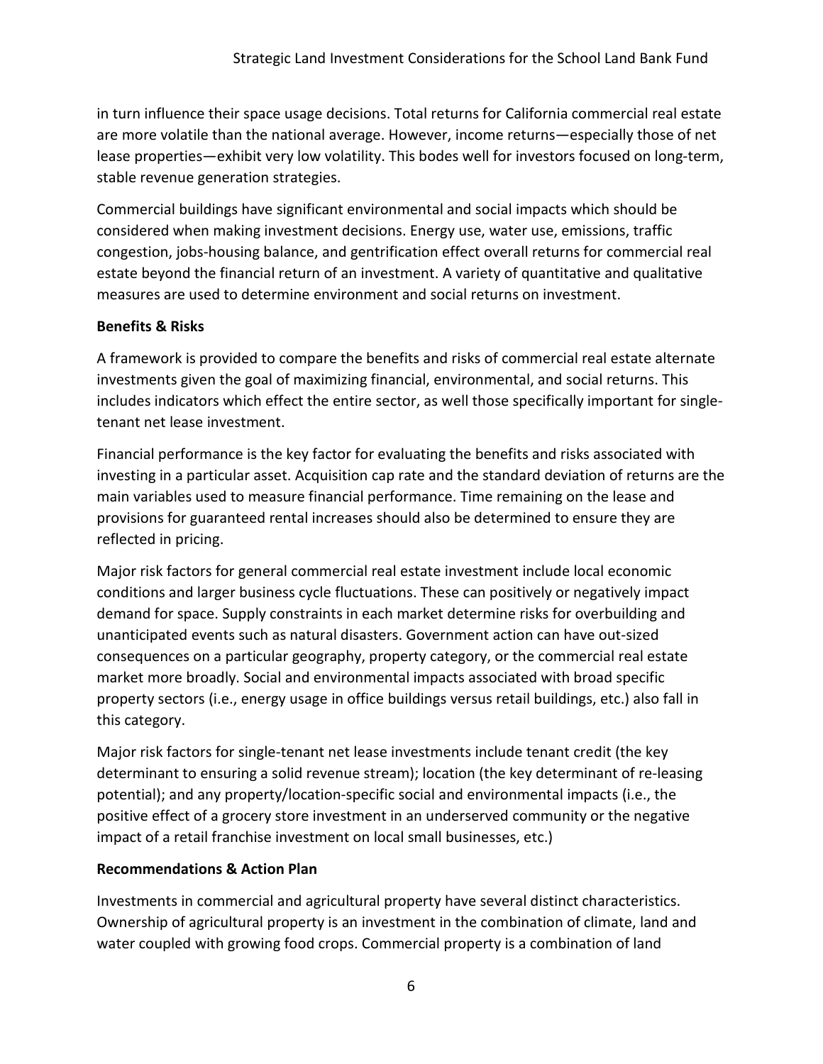in turn influence their space usage decisions. Total returns for California commercial real estate are more volatile than the national average. However, income returns—especially those of net lease properties—exhibit very low volatility. This bodes well for investors focused on long-term, stable revenue generation strategies.

Commercial buildings have significant environmental and social impacts which should be considered when making investment decisions. Energy use, water use, emissions, traffic congestion, jobs-housing balance, and gentrification effect overall returns for commercial real estate beyond the financial return of an investment. A variety of quantitative and qualitative measures are used to determine environment and social returns on investment.

**Benefits & Risks**

A framework is provided to compare the benefits and risks of commercial real estate alternate investments given the goal of maximizing financial, environmental, and social returns. This includes indicators which effect the entire sector, as well those specifically important for single-tenant net lease investment.

Financial performance is the key factor for evaluating the benefits and risks associated with investing in a particular asset. Acquisition cap rate and the standard deviation of returns are the main variables used to measure financial performance. Time remaining on the lease and provisions for guaranteed rental increases should also be determined to ensure they are reflected in pricing.

Major risk factors for general commercial real estate investment include local economic conditions and larger business cycle fluctuations. These can positively or negatively impact demand for space. Supply constraints in each market determine risks for overbuilding and unanticipated events such as natural disasters. Government action can have out-sized consequences on a particular geography, property category, or the commercial real estate market more broadly. Social and environmental impacts associated with broad specific property sectors (i.e., energy usage in office buildings versus retail buildings, etc.) also fall in this category.

Major risk factors for single-tenant net lease investments include tenant credit (the key determinant to ensuring a solid revenue stream); location (the key determinant of re-leasing potential); and any property/location-specific social and environmental impacts (i.e., the positive effect of a grocery store investment in an underserved community or the negative impact of a retail franchise investment on local small businesses, etc.)

**Recommendations & Action Plan**

Investments in commercial and agricultural property have several distinct characteristics. Ownership of agricultural property is an investment in the combination of climate, land and water coupled with growing food crops. Commercial property is a combination of land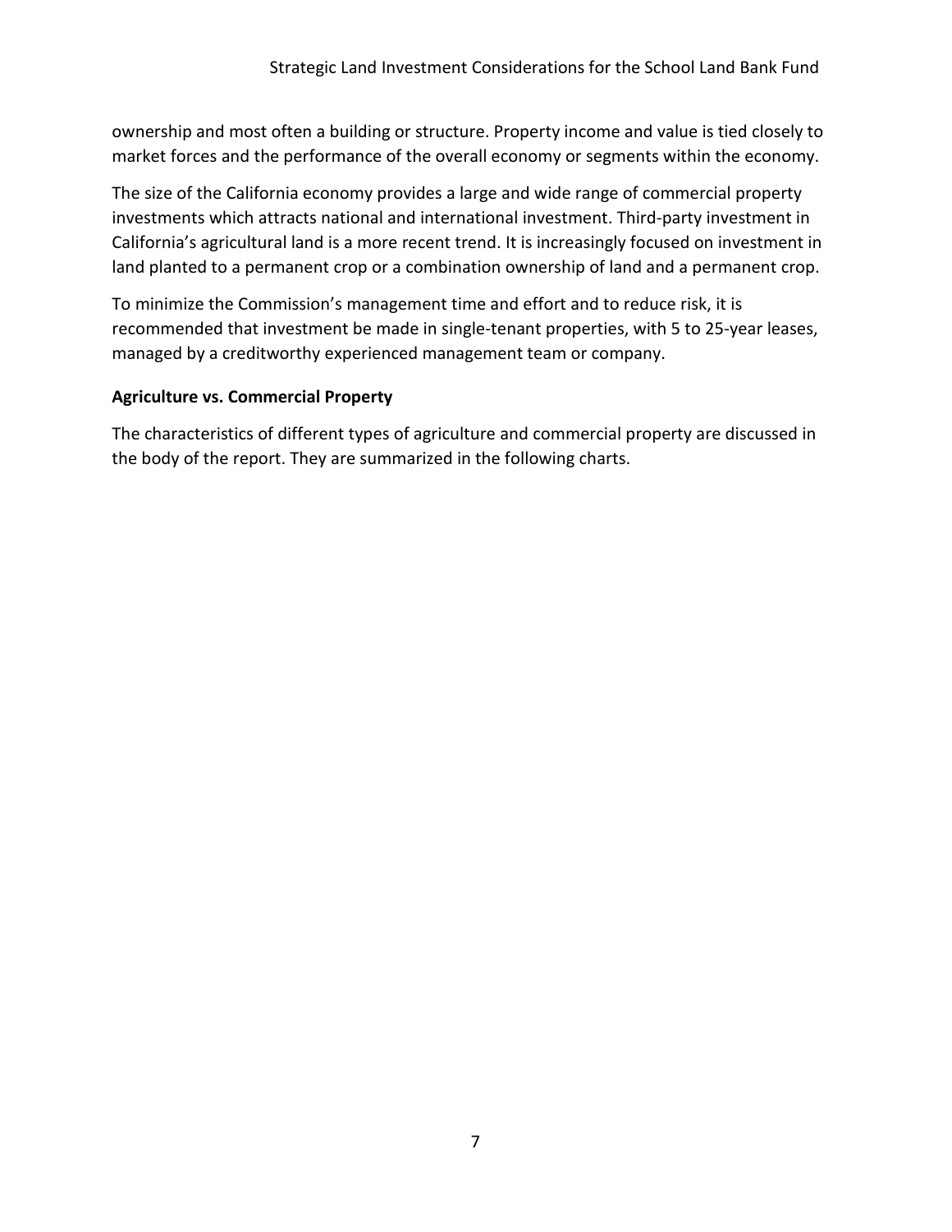ownership and most often a building or structure. Property income and value is tied closely to market forces and the performance of the overall economy or segments within the economy.

The size of the California economy provides a large and wide range of commercial property investments which attracts national and international investment. Third-party investment in California's agricultural land is a more recent trend. It is increasingly focused on investment in land planted to a permanent crop or a combination ownership of land and a permanent crop.

To minimize the Commission's management time and effort and to reduce risk, it is recommended that investment be made in single-tenant properties, with 5 to 25-year leases, managed by a creditworthy experienced management team or company.

**Agriculture vs. Commercial Property**

The characteristics of different types of agriculture and commercial property are discussed in the body of the report. They are summarized in the following charts.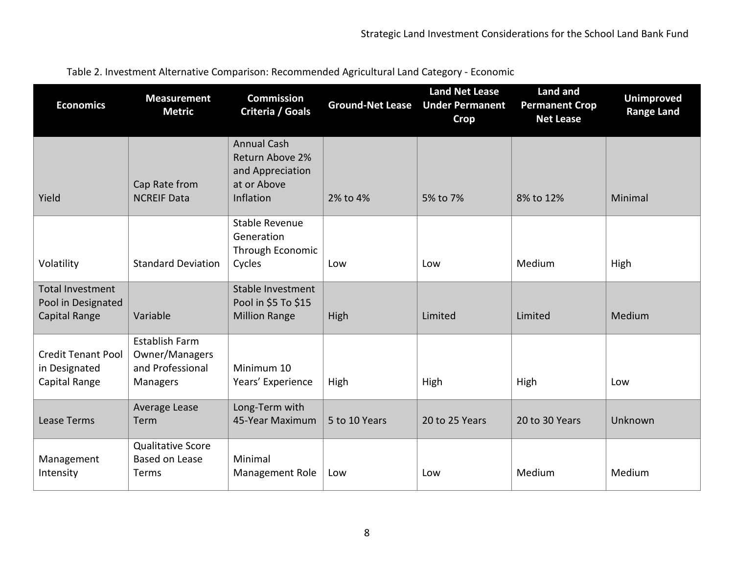Table 2. Investment Alternative Comparison: Recommended Agricultural Land Category - Economic

| Economics | Measurement Metric | Commission Criteria / Goals | Ground-Net Lease | Land Net Lease Under Permanent Crop | Land and Permanent Crop Net Lease | Unimproved Range Land |
|---|---|---|---|---|---|---|
| Yield | Cap Rate from NCREIF Data | Annual Cash Return Above 2% and Appreciation at or Above Inflation | 2% to 4% | 5% to 7% | 8% to 12% | Minimal |
| Volatility | Standard Deviation | Stable Revenue Generation Through Economic Cycles | Low | Low | Medium | High |
| Total Investment Pool in Designated Capital Range | Variable | Stable Investment Pool in $5 To $15 Million Range | High | Limited | Limited | Medium |
| Credit Tenant Pool in Designated Capital Range | Establish Farm Owner/Managers and Professional Managers | Minimum 10 Years' Experience | High | High | High | Low |
| Lease Terms | Average Lease Term | Long-Term with 45-Year Maximum | 5 to 10 Years | 20 to 25 Years | 20 to 30 Years | Unknown |
| Management Intensity | Qualitative Score Based on Lease Terms | Minimal Management Role | Low | Low | Medium | Medium |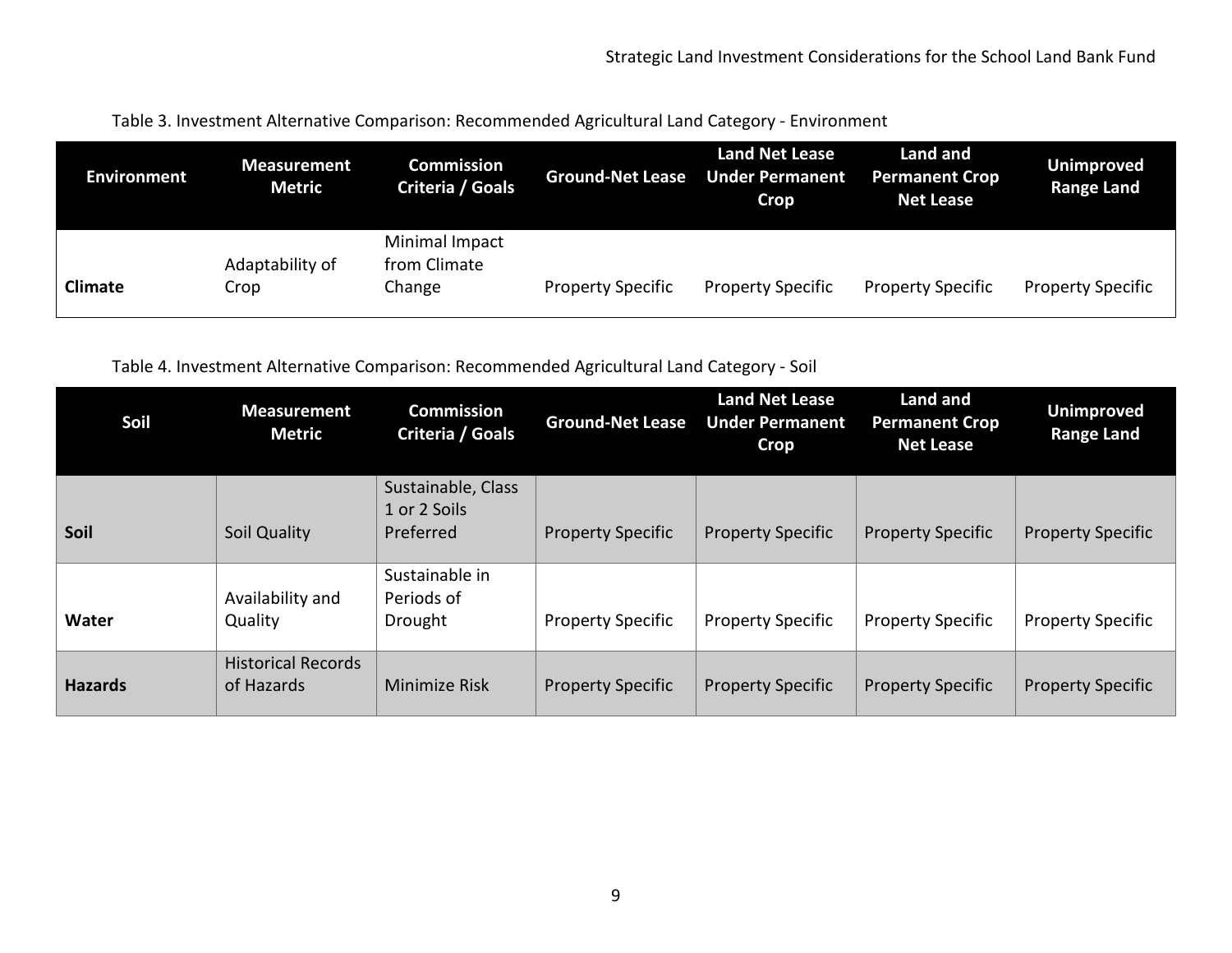Table 3. Investment Alternative Comparison: Recommended Agricultural Land Category - Environment

| Environment | Measurement Metric | Commission Criteria / Goals | Ground-Net Lease | Land Net Lease Under Permanent Crop | Land and Permanent Crop Net Lease | Unimproved Range Land |
|---|---|---|---|---|---|---|
| **Climate** | Adaptability of Crop | Minimal Impact from Climate Change | Property Specific | Property Specific | Property Specific | Property Specific |

Table 4. Investment Alternative Comparison: Recommended Agricultural Land Category - Soil

| Soil | Measurement Metric | Commission Criteria / Goals | Ground-Net Lease | Land Net Lease Under Permanent Crop | Land and Permanent Crop Net Lease | Unimproved Range Land |
|---|---|---|---|---|---|---|
| **Soil** | Soil Quality | Sustainable, Class 1 or 2 Soils Preferred | Property Specific | Property Specific | Property Specific | Property Specific |
| **Water** | Availability and Quality | Sustainable in Periods of Drought | Property Specific | Property Specific | Property Specific | Property Specific |
| **Hazards** | Historical Records of Hazards | Minimize Risk | Property Specific | Property Specific | Property Specific | Property Specific |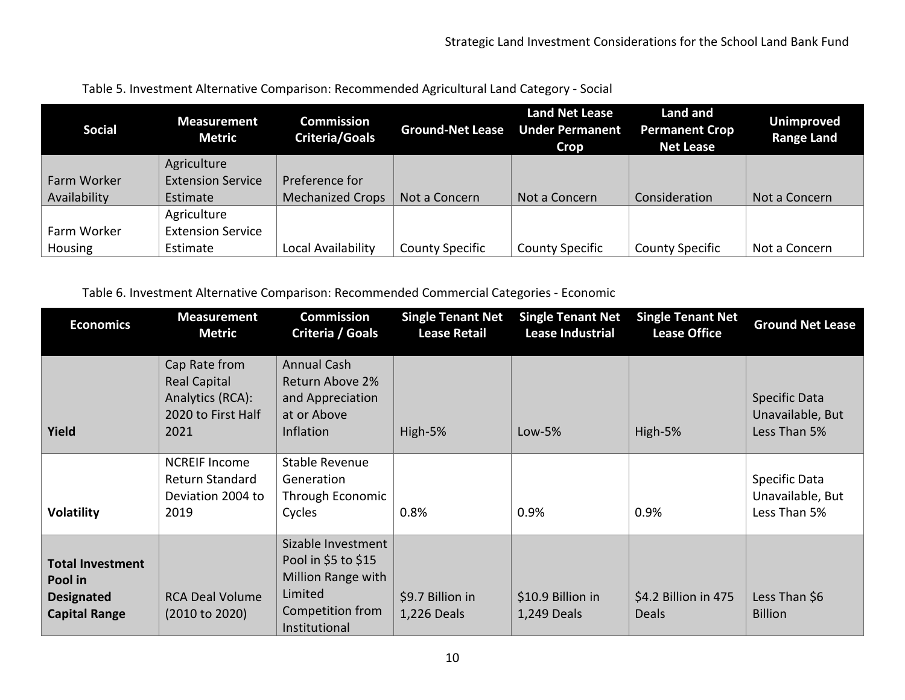Table 5. Investment Alternative Comparison: Recommended Agricultural Land Category - Social

| Social | Measurement Metric | Commission Criteria/Goals | Ground-Net Lease | Land Net Lease Under Permanent Crop | Land and Permanent Crop Net Lease | Unimproved Range Land |
|---|---|---|---|---|---|---|
| Farm Worker Availability | Agriculture Extension Service Estimate | Preference for Mechanized Crops | Not a Concern | Not a Concern | Consideration | Not a Concern |
| Farm Worker Housing | Agriculture Extension Service Estimate | Local Availability | County Specific | County Specific | County Specific | Not a Concern |

Table 6. Investment Alternative Comparison: Recommended Commercial Categories - Economic

| Economics | Measurement Metric | Commission Criteria / Goals | Single Tenant Net Lease Retail | Single Tenant Net Lease Industrial | Single Tenant Net Lease Office | Ground Net Lease |
|---|---|---|---|---|---|---|
| **Yield** | Cap Rate from Real Capital Analytics (RCA): 2020 to First Half 2021 | Annual Cash Return Above 2% and Appreciation at or Above Inflation | High-5% | Low-5% | High-5% | Specific Data Unavailable, But Less Than 5% |
| **Volatility** | NCREIF Income Return Standard Deviation 2004 to 2019 | Stable Revenue Generation Through Economic Cycles | 0.8% | 0.9% | 0.9% | Specific Data Unavailable, But Less Than 5% |
| **Total Investment Pool in Designated Capital Range** | RCA Deal Volume (2010 to 2020) | Sizable Investment Pool in $5 to $15 Million Range with Limited Competition from Institutional | $9.7 Billion in 1,226 Deals | $10.9 Billion in 1,249 Deals | $4.2 Billion in 475 Deals | Less Than $6 Billion |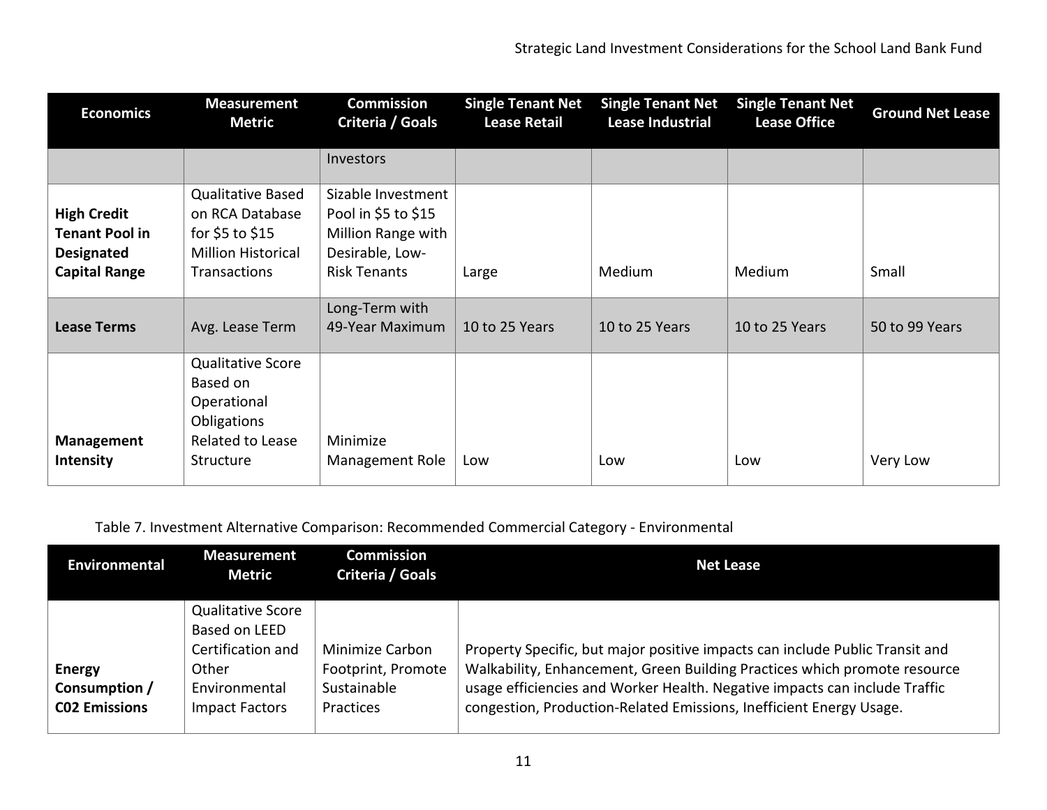| Economics | Measurement Metric | Commission Criteria / Goals | Single Tenant Net Lease Retail | Single Tenant Net Lease Industrial | Single Tenant Net Lease Office | Ground Net Lease |
|---|---|---|---|---|---|---|
| | | Investors | | | | |
| **High Credit Tenant Pool in Designated Capital Range** | Qualitative Based on RCA Database for $5 to $15 Million Historical Transactions | Sizable Investment Pool in $5 to $15 Million Range with Desirable, Low-Risk Tenants | Large | Medium | Medium | Small |
| **Lease Terms** | Avg. Lease Term | Long-Term with 49-Year Maximum | 10 to 25 Years | 10 to 25 Years | 10 to 25 Years | 50 to 99 Years |
| **Management Intensity** | Qualitative Score Based on Operational Obligations Related to Lease Structure | Minimize Management Role | Low | Low | Low | Very Low |

Table 7. Investment Alternative Comparison: Recommended Commercial Category - Environmental

| Environmental | Measurement Metric | Commission Criteria / Goals | Net Lease |
|---|---|---|---|
| **Energy Consumption / C02 Emissions** | Qualitative Score Based on LEED Certification and Other Environmental Impact Factors | Minimize Carbon Footprint, Promote Sustainable Practices | Property Specific, but major positive impacts can include Public Transit and Walkability, Enhancement, Green Building Practices which promote resource usage efficiencies and Worker Health. Negative impacts can include Traffic congestion, Production-Related Emissions, Inefficient Energy Usage. |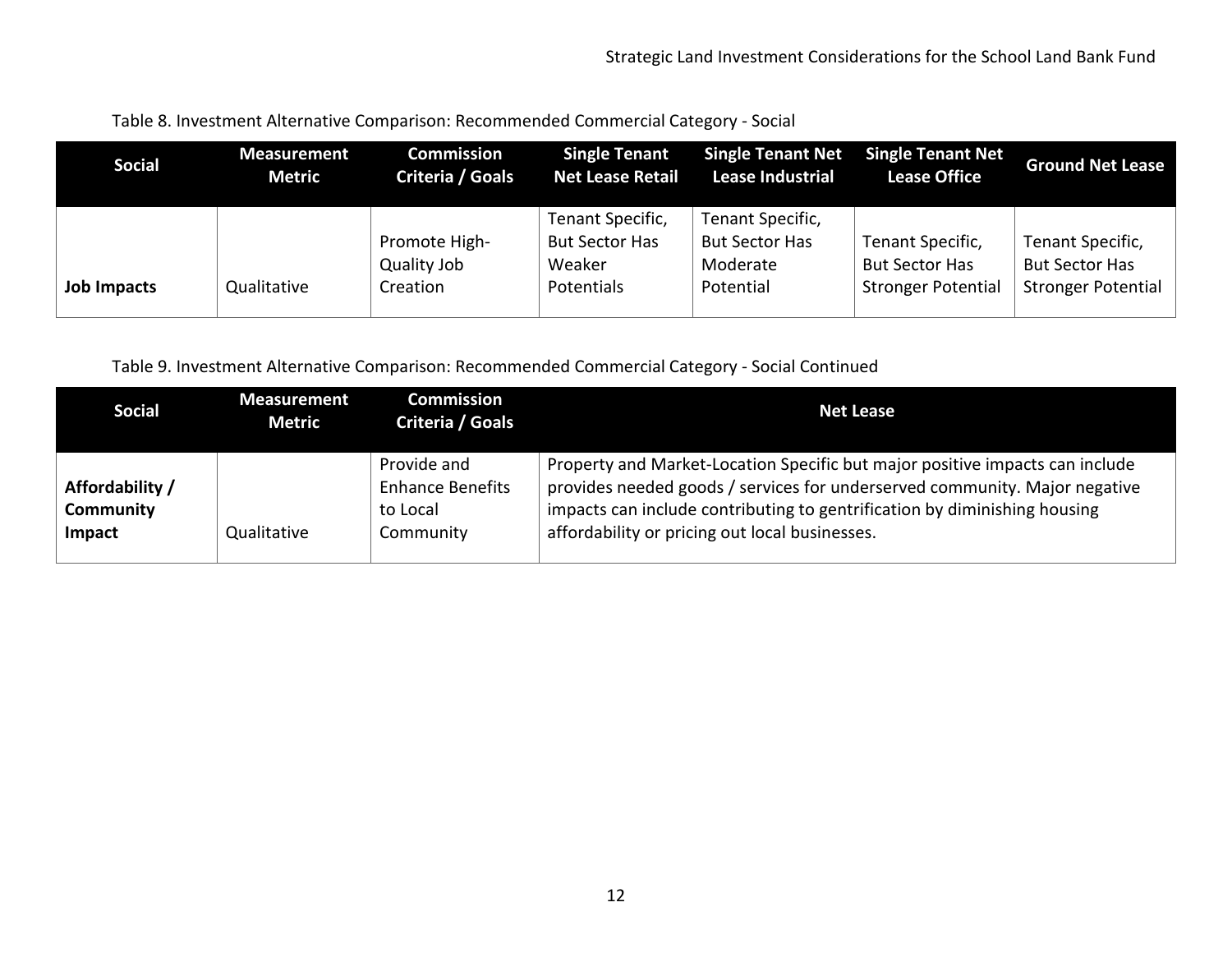Table 8. Investment Alternative Comparison: Recommended Commercial Category - Social

| Social | Measurement Metric | Commission Criteria / Goals | Single Tenant Net Lease Retail | Single Tenant Net Lease Industrial | Single Tenant Net Lease Office | Ground Net Lease |
|---|---|---|---|---|---|---|
| **Job Impacts** | Qualitative | Promote High-Quality Job Creation | Tenant Specific, But Sector Has Weaker Potentials | Tenant Specific, But Sector Has Moderate Potential | Tenant Specific, But Sector Has Stronger Potential | Tenant Specific, But Sector Has Stronger Potential |

Table 9. Investment Alternative Comparison: Recommended Commercial Category - Social Continued

| Social | Measurement Metric | Commission Criteria / Goals | Net Lease |
|---|---|---|---|
| **Affordability / Community Impact** | Qualitative | Provide and Enhance Benefits to Local Community | Property and Market-Location Specific but major positive impacts can include provides needed goods / services for underserved community. Major negative impacts can include contributing to gentrification by diminishing housing affordability or pricing out local businesses. |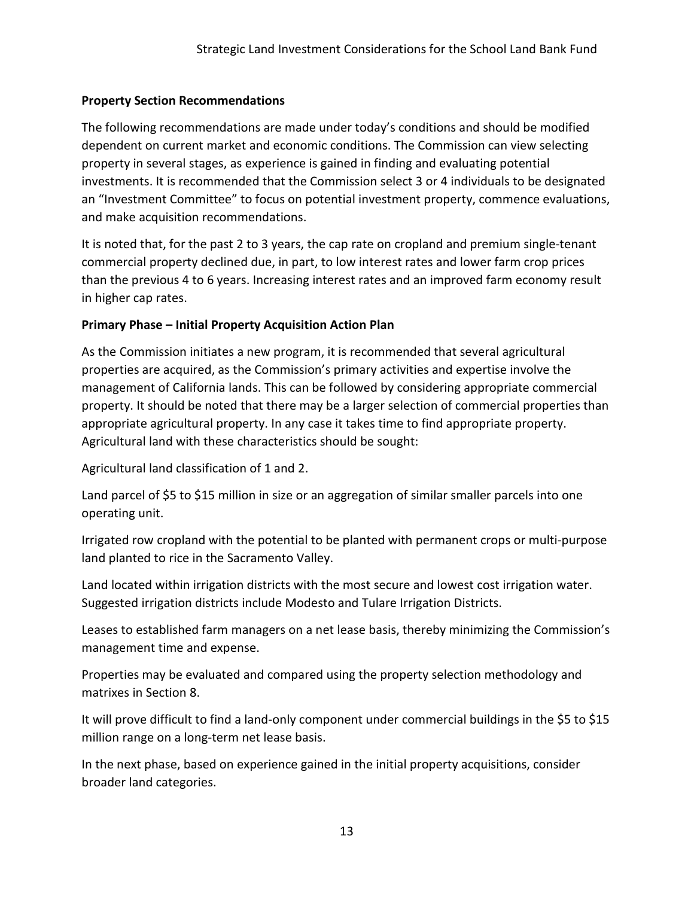**Property Section Recommendations**

The following recommendations are made under today's conditions and should be modified dependent on current market and economic conditions. The Commission can view selecting property in several stages, as experience is gained in finding and evaluating potential investments. It is recommended that the Commission select 3 or 4 individuals to be designated an "Investment Committee" to focus on potential investment property, commence evaluations, and make acquisition recommendations.

It is noted that, for the past 2 to 3 years, the cap rate on cropland and premium single-tenant commercial property declined due, in part, to low interest rates and lower farm crop prices than the previous 4 to 6 years. Increasing interest rates and an improved farm economy result in higher cap rates.

**Primary Phase – Initial Property Acquisition Action Plan**

As the Commission initiates a new program, it is recommended that several agricultural properties are acquired, as the Commission's primary activities and expertise involve the management of California lands. This can be followed by considering appropriate commercial property. It should be noted that there may be a larger selection of commercial properties than appropriate agricultural property. In any case it takes time to find appropriate property. Agricultural land with these characteristics should be sought:

Agricultural land classification of 1 and 2.

Land parcel of $5 to $15 million in size or an aggregation of similar smaller parcels into one operating unit.

Irrigated row cropland with the potential to be planted with permanent crops or multi-purpose land planted to rice in the Sacramento Valley.

Land located within irrigation districts with the most secure and lowest cost irrigation water. Suggested irrigation districts include Modesto and Tulare Irrigation Districts.

Leases to established farm managers on a net lease basis, thereby minimizing the Commission's management time and expense.

Properties may be evaluated and compared using the property selection methodology and matrixes in Section 8.

It will prove difficult to find a land-only component under commercial buildings in the $5 to $15 million range on a long-term net lease basis.

In the next phase, based on experience gained in the initial property acquisitions, consider broader land categories.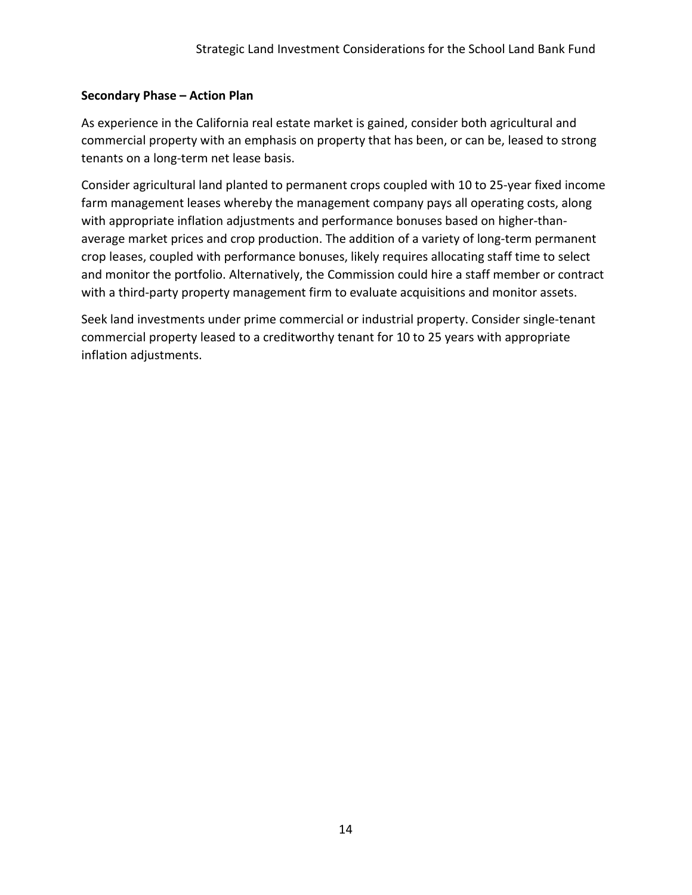**Secondary Phase – Action Plan**

As experience in the California real estate market is gained, consider both agricultural and commercial property with an emphasis on property that has been, or can be, leased to strong tenants on a long-term net lease basis.

Consider agricultural land planted to permanent crops coupled with 10 to 25-year fixed income farm management leases whereby the management company pays all operating costs, along with appropriate inflation adjustments and performance bonuses based on higher-than-average market prices and crop production. The addition of a variety of long-term permanent crop leases, coupled with performance bonuses, likely requires allocating staff time to select and monitor the portfolio. Alternatively, the Commission could hire a staff member or contract with a third-party property management firm to evaluate acquisitions and monitor assets.

Seek land investments under prime commercial or industrial property. Consider single-tenant commercial property leased to a creditworthy tenant for 10 to 25 years with appropriate inflation adjustments.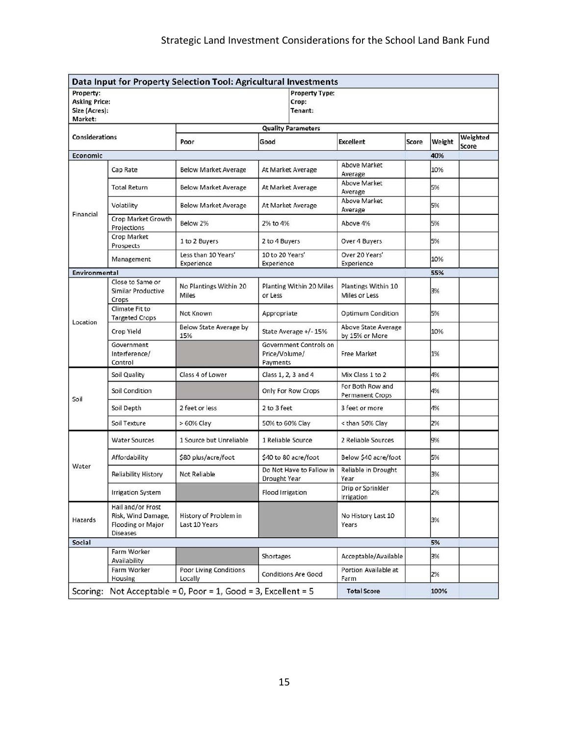**Data Input for Property Selection Tool: Agricultural Investments**

| | | | | | | | |
|---|---|---|---|---|---|---|---|
| **Property:**<br>**Asking Price:**<br>**Size (Acres):**<br>**Market:** | | | **Property Type:**<br>**Crop:**<br>**Tenant:** | | | | |
| **Considerations** | | **Quality Parameters** | | | | | |
| | | **Poor** | **Good** | **Excellent** | **Score** | **Weight** | **Weighted Score** |
| **Economic** | | | | | | **40%** | |
| Financial | Cap Rate | Below Market Average | At Market Average | Above Market Average | | 10% | |
| | Total Return | Below Market Average | At Market Average | Above Market Average | | 5% | |
| | Volatility | Below Market Average | At Market Average | Above Market Average | | 5% | |
| | Crop Market Growth Projections | Below 2% | 2% to 4% | Above 4% | | 5% | |
| | Crop Market Prospects | 1 to 2 Buyers | 2 to 4 Buyers | Over 4 Buyers | | 5% | |
| | Management | Less than 10 Years' Experience | 10 to 20 Years' Experience | Over 20 Years' Experience | | 10% | |
| **Environmental** | | | | | | **55%** | |
| Location | Close to Same or Similar Productive Crops | No Plantings Within 20 Miles | Planting Within 20 Miles or Less | Plantings Within 10 Miles or Less | | 3% | |
| | Climate Fit to Targeted Crops | Not Known | Appropriate | Optimum Condition | | 5% | |
| | Crop Yield | Below State Average by 15% | State Average +/- 15% | Above State Average by 15% or More | | 10% | |
| | Government Interference/ Control | | Government Controls on Price/Volume/ Payments | Free Market | | 1% | |
| Soil | Soil Quality | Class 4 of Lower | Class 1, 2, 3 and 4 | Mix Class 1 to 2 | | 4% | |
| | Soil Condition | | Only For Row Crops | For Both Row and Permanent Crops | | 4% | |
| | Soil Depth | 2 feet or less | 2 to 3 feet | 3 feet or more | | 4% | |
| | Soil Texture | > 60% Clay | 50% to 60% Clay | < than 50% Clay | | 2% | |
| Water | Water Sources | 1 Source but Unreliable | 1 Reliable Source | 2 Reliable Sources | | 9% | |
| | Affordability | $80 plus/acre/foot | $40 to 80 acre/foot | Below $40 acre/foot | | 5% | |
| | Reliability History | Not Reliable | Do Not Have to Fallow in Drought Year | Reliable in Drought Year | | 3% | |
| | Irrigation System | | Flood Irrigation | Drip or Sprinkler Irrigation | | 2% | |
| Hazards | Hail and/or Frost Risk, Wind Damage, Flooding or Major Diseases | History of Problem in Last 10 Years | | No History Last 10 Years | | 3% | |
| **Social** | | | | | | **5%** | |
| | Farm Worker Availability | | Shortages | Acceptable/Available | | 3% | |
| | Farm Worker Housing | Poor Living Conditions Locally | Conditions Are Good | Portion Available at Farm | | 2% | |
| Scoring: Not Acceptable = 0, Poor = 1, Good = 3, Excellent = 5 | | | | **Total Score** | | **100%** | |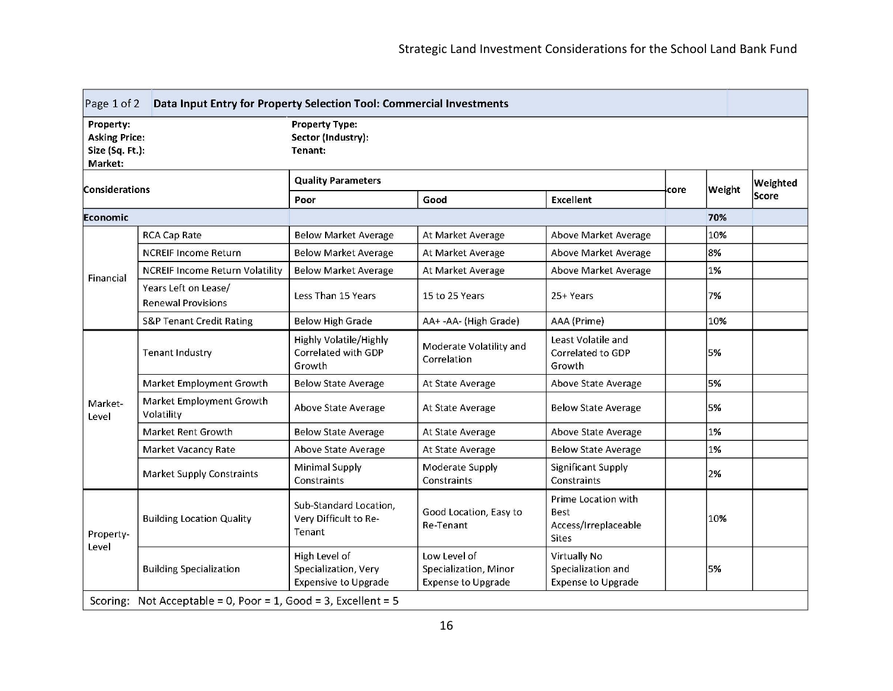| Page 1 of 2 | Data Input Entry for Property Selection Tool: Commercial Investments | | | | | | |
|---|---|---|---|---|---|---|---|
| **Property:**<br>**Asking Price:**<br>**Size (Sq. Ft.):**<br>**Market:** | | **Property Type:**<br>**Sector (Industry):**<br>**Tenant:** | | | | | |
| **Considerations** | | **Quality Parameters** | | | **Score** | **Weight** | **Weighted Score** |
| | | **Poor** | **Good** | **Excellent** | | | |
| **Economic** | | | | | | **70%** | |
| Financial | RCA Cap Rate | Below Market Average | At Market Average | Above Market Average | | 10% | |
| | NCREIF Income Return | Below Market Average | At Market Average | Above Market Average | | 8% | |
| | NCREIF Income Return Volatility | Below Market Average | At Market Average | Above Market Average | | 1% | |
| | Years Left on Lease/ Renewal Provisions | Less Than 15 Years | 15 to 25 Years | 25+ Years | | 7% | |
| | S&P Tenant Credit Rating | Below High Grade | AA+ -AA- (High Grade) | AAA (Prime) | | 10% | |
| Market-Level | Tenant Industry | Highly Volatile/Highly Correlated with GDP Growth | Moderate Volatility and Correlation | Least Volatile and Correlated to GDP Growth | | 5% | |
| | Market Employment Growth | Below State Average | At State Average | Above State Average | | 5% | |
| | Market Employment Growth Volatility | Above State Average | At State Average | Below State Average | | 5% | |
| | Market Rent Growth | Below State Average | At State Average | Above State Average | | 1% | |
| | Market Vacancy Rate | Above State Average | At State Average | Below State Average | | 1% | |
| | Market Supply Constraints | Minimal Supply Constraints | Moderate Supply Constraints | Significant Supply Constraints | | 2% | |
| Property-Level | Building Location Quality | Sub-Standard Location, Very Difficult to Re-Tenant | Good Location, Easy to Re-Tenant | Prime Location with Best Access/Irreplaceable Sites | | 10% | |
| | Building Specialization | High Level of Specialization, Very Expensive to Upgrade | Low Level of Specialization, Minor Expense to Upgrade | Virtually No Specialization and Expense to Upgrade | | 5% | |
| Scoring: Not Acceptable = 0, Poor = 1, Good = 3, Excellent = 5 | | | | | | | |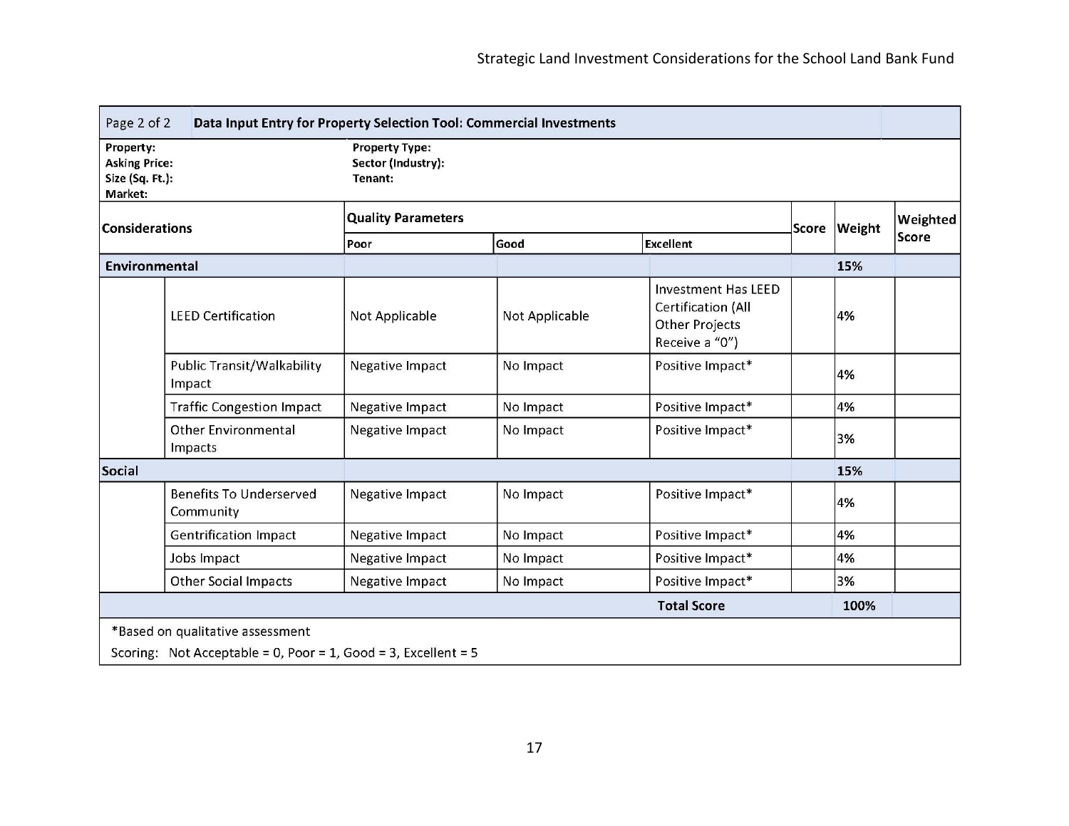| Page 2 of 2 | Data Input Entry for Property Selection Tool: Commercial Investments | | | | | | |
|---|---|---|---|---|---|---|---|
| **Property:**<br>**Asking Price:**<br>**Size (Sq. Ft.):**<br>**Market:** | | **Property Type:**<br>**Sector (Industry):**<br>**Tenant:** | | | | | |
| **Considerations** | | **Quality Parameters** | | | **Score** | **Weight** | **Weighted Score** |
| | | **Poor** | **Good** | **Excellent** | | | |
| **Environmental** | | | | | | **15%** | |
| | LEED Certification | Not Applicable | Not Applicable | Investment Has LEED Certification (All Other Projects Receive a "0") | | 4% | |
| | Public Transit/Walkability Impact | Negative Impact | No Impact | Positive Impact* | | 4% | |
| | Traffic Congestion Impact | Negative Impact | No Impact | Positive Impact* | | 4% | |
| | Other Environmental Impacts | Negative Impact | No Impact | Positive Impact* | | 3% | |
| **Social** | | | | | | **15%** | |
| | Benefits To Underserved Community | Negative Impact | No Impact | Positive Impact* | | 4% | |
| | Gentrification Impact | Negative Impact | No Impact | Positive Impact* | | 4% | |
| | Jobs Impact | Negative Impact | No Impact | Positive Impact* | | 4% | |
| | Other Social Impacts | Negative Impact | No Impact | Positive Impact* | | 3% | |
| | | | | **Total Score** | | **100%** | |

*Based on qualitative assessment

Scoring: Not Acceptable = 0, Poor = 1, Good = 3, Excellent = 5